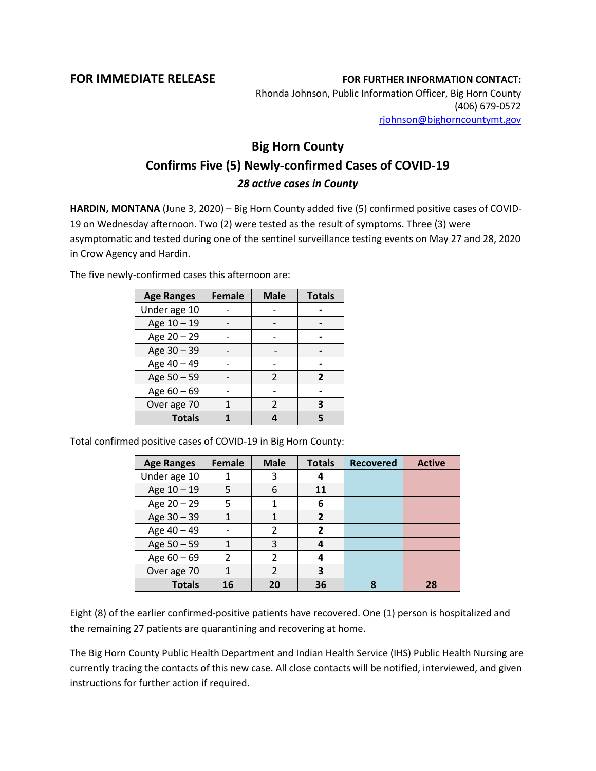**FOR IMMEDIATE RELEASE**

**FOR FURTHER INFORMATION CONTACT:**
Rhonda Johnson, Public Information Officer, Big Horn County
(406) 679-0572
rjohnson@bighorncountymt.gov

# Big Horn County
## Confirms Five (5) Newly-confirmed Cases of COVID-19
### *28 active cases in County*

**HARDIN, MONTANA** (June 3, 2020) – Big Horn County added five (5) confirmed positive cases of COVID-19 on Wednesday afternoon. Two (2) were tested as the result of symptoms. Three (3) were asymptomatic and tested during one of the sentinel surveillance testing events on May 27 and 28, 2020 in Crow Agency and Hardin.

The five newly-confirmed cases this afternoon are:

| Age Ranges | Female | Male | Totals |
|---|---|---|---|
| Under age 10 | - | - | **-** |
| Age 10 – 19 | - | - | **-** |
| Age 20 – 29 | - | - | **-** |
| Age 30 – 39 | - | - | **-** |
| Age 40 – 49 | - | - | **-** |
| Age 50 – 59 | - | 2 | **2** |
| Age 60 – 69 | - | - | **-** |
| Over age 70 | 1 | 2 | **3** |
| **Totals** | **1** | **4** | **5** |

Total confirmed positive cases of COVID-19 in Big Horn County:

| Age Ranges | Female | Male | Totals | Recovered | Active |
|---|---|---|---|---|---|
| Under age 10 | 1 | 3 | **4** | | |
| Age 10 – 19 | 5 | 6 | **11** | | |
| Age 20 – 29 | 5 | 1 | **6** | | |
| Age 30 – 39 | 1 | 1 | **2** | | |
| Age 40 – 49 | - | 2 | **2** | | |
| Age 50 – 59 | 1 | 3 | **4** | | |
| Age 60 – 69 | 2 | 2 | **4** | | |
| Over age 70 | 1 | 2 | **3** | | |
| **Totals** | **16** | **20** | **36** | **8** | **28** |

Eight (8) of the earlier confirmed-positive patients have recovered. One (1) person is hospitalized and the remaining 27 patients are quarantining and recovering at home.

The Big Horn County Public Health Department and Indian Health Service (IHS) Public Health Nursing are currently tracing the contacts of this new case. All close contacts will be notified, interviewed, and given instructions for further action if required.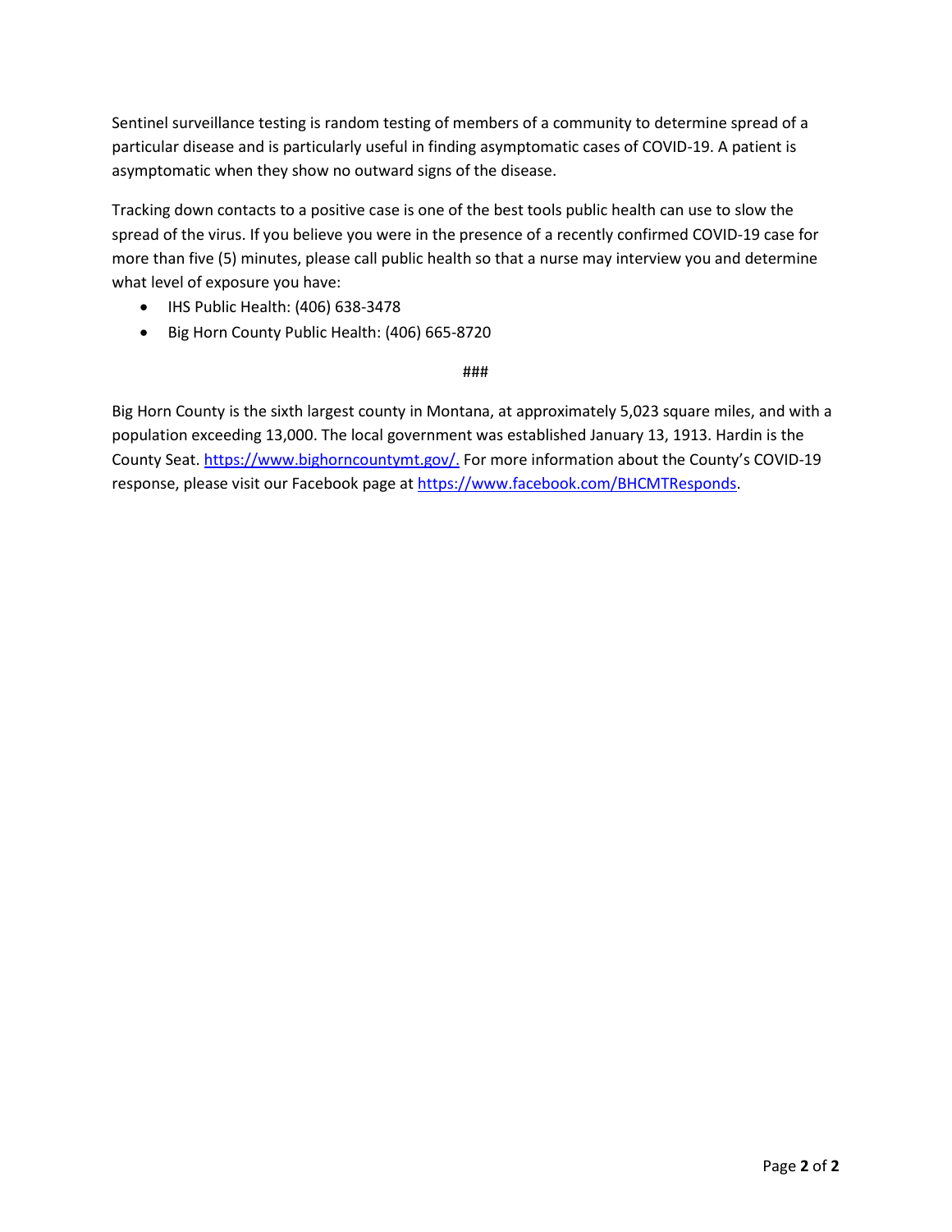Sentinel surveillance testing is random testing of members of a community to determine spread of a particular disease and is particularly useful in finding asymptomatic cases of COVID-19. A patient is asymptomatic when they show no outward signs of the disease.

Tracking down contacts to a positive case is one of the best tools public health can use to slow the spread of the virus. If you believe you were in the presence of a recently confirmed COVID-19 case for more than five (5) minutes, please call public health so that a nurse may interview you and determine what level of exposure you have:

- IHS Public Health: (406) 638-3478
- Big Horn County Public Health: (406) 665-8720

###

Big Horn County is the sixth largest county in Montana, at approximately 5,023 square miles, and with a population exceeding 13,000. The local government was established January 13, 1913. Hardin is the County Seat. [https://www.bighorncountymt.gov/.](https://www.bighorncountymt.gov/) For more information about the County's COVID-19 response, please visit our Facebook page at [https://www.facebook.com/BHCMTResponds](https://www.facebook.com/BHCMTResponds).